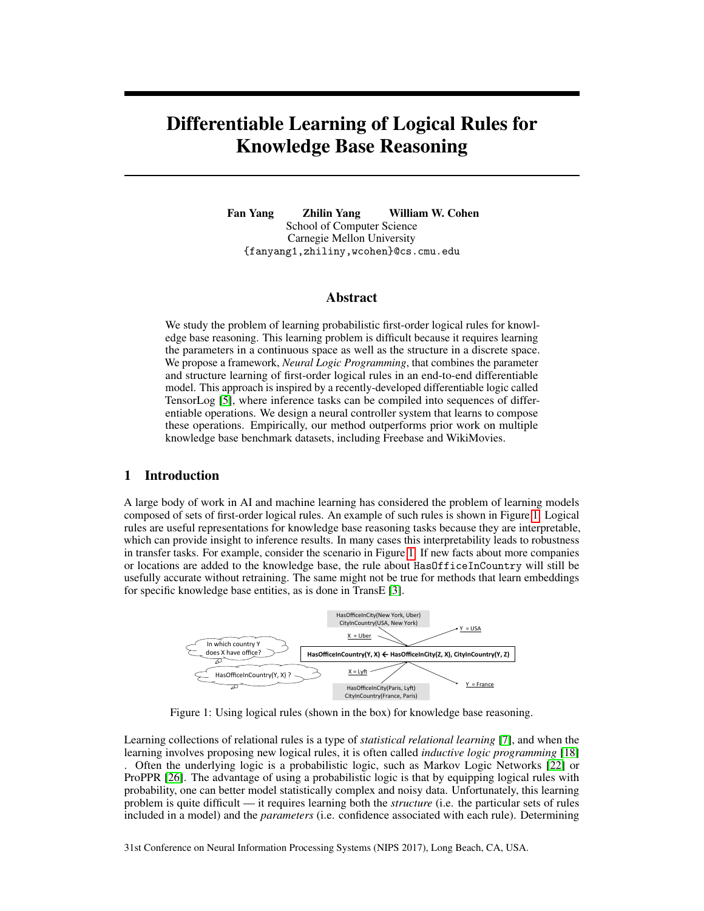# Differentiable Learning of Logical Rules for Knowledge Base Reasoning

**Fan Yang Zhilin Yang William W. Cohen**
School of Computer Science
Carnegie Mellon University
{fanyang1,zhiliny,wcohen}@cs.cmu.edu

## Abstract

We study the problem of learning probabilistic first-order logical rules for knowledge base reasoning. This learning problem is difficult because it requires learning the parameters in a continuous space as well as the structure in a discrete space. We propose a framework, *Neural Logic Programming*, that combines the parameter and structure learning of first-order logical rules in an end-to-end differentiable model. This approach is inspired by a recently-developed differentiable logic called TensorLog [5], where inference tasks can be compiled into sequences of differentiable operations. We design a neural controller system that learns to compose these operations. Empirically, our method outperforms prior work on multiple knowledge base benchmark datasets, including Freebase and WikiMovies.

## 1 Introduction

A large body of work in AI and machine learning has considered the problem of learning models composed of sets of first-order logical rules. An example of such rules is shown in Figure 1. Logical rules are useful representations for knowledge base reasoning tasks because they are interpretable, which can provide insight to inference results. In many cases this interpretability leads to robustness in transfer tasks. For example, consider the scenario in Figure 1. If new facts about more companies or locations are added to the knowledge base, the rule about `HasOfficeInCountry` will still be usefully accurate without retraining. The same might not be true for methods that learn embeddings for specific knowledge base entities, as is done in TransE [3].

Figure 1: Using logical rules (shown in the box) for knowledge base reasoning.

Learning collections of relational rules is a type of *statistical relational learning* [7], and when the learning involves proposing new logical rules, it is often called *inductive logic programming* [18]. Often the underlying logic is a probabilistic logic, such as Markov Logic Networks [22] or ProPPR [26]. The advantage of using a probabilistic logic is that by equipping logical rules with probability, one can better model statistically complex and noisy data. Unfortunately, this learning problem is quite difficult — it requires learning both the *structure* (i.e. the particular sets of rules included in a model) and the *parameters* (i.e. confidence associated with each rule). Determining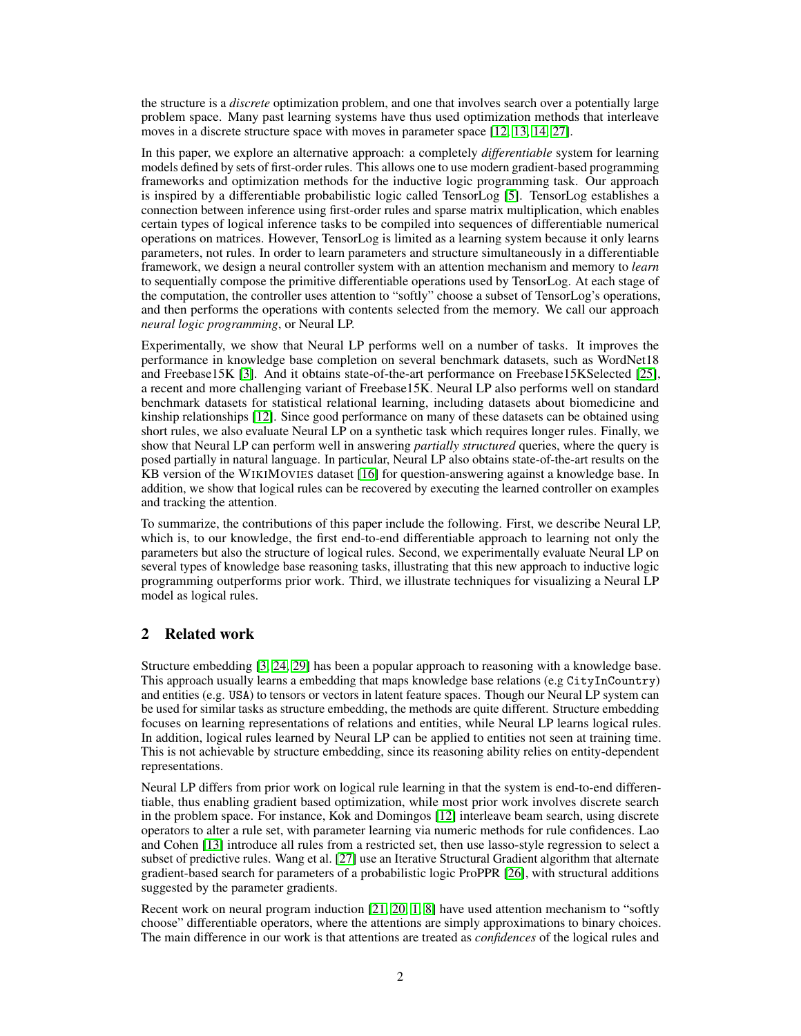the structure is a *discrete* optimization problem, and one that involves search over a potentially large problem space. Many past learning systems have thus used optimization methods that interleave moves in a discrete structure space with moves in parameter space [12, 13, 14, 27].

In this paper, we explore an alternative approach: a completely *differentiable* system for learning models defined by sets of first-order rules. This allows one to use modern gradient-based programming frameworks and optimization methods for the inductive logic programming task. Our approach is inspired by a differentiable probabilistic logic called TensorLog [5]. TensorLog establishes a connection between inference using first-order rules and sparse matrix multiplication, which enables certain types of logical inference tasks to be compiled into sequences of differentiable numerical operations on matrices. However, TensorLog is limited as a learning system because it only learns parameters, not rules. In order to learn parameters and structure simultaneously in a differentiable framework, we design a neural controller system with an attention mechanism and memory to *learn* to sequentially compose the primitive differentiable operations used by TensorLog. At each stage of the computation, the controller uses attention to "softly" choose a subset of TensorLog's operations, and then performs the operations with contents selected from the memory. We call our approach *neural logic programming*, or Neural LP.

Experimentally, we show that Neural LP performs well on a number of tasks. It improves the performance in knowledge base completion on several benchmark datasets, such as WordNet18 and Freebase15K [3]. And it obtains state-of-the-art performance on Freebase15KSelected [25], a recent and more challenging variant of Freebase15K. Neural LP also performs well on standard benchmark datasets for statistical relational learning, including datasets about biomedicine and kinship relationships [12]. Since good performance on many of these datasets can be obtained using short rules, we also evaluate Neural LP on a synthetic task which requires longer rules. Finally, we show that Neural LP can perform well in answering *partially structured* queries, where the query is posed partially in natural language. In particular, Neural LP also obtains state-of-the-art results on the KB version of the WIKIMOVIES dataset [16] for question-answering against a knowledge base. In addition, we show that logical rules can be recovered by executing the learned controller on examples and tracking the attention.

To summarize, the contributions of this paper include the following. First, we describe Neural LP, which is, to our knowledge, the first end-to-end differentiable approach to learning not only the parameters but also the structure of logical rules. Second, we experimentally evaluate Neural LP on several types of knowledge base reasoning tasks, illustrating that this new approach to inductive logic programming outperforms prior work. Third, we illustrate techniques for visualizing a Neural LP model as logical rules.

## 2 Related work

Structure embedding [3, 24, 29] has been a popular approach to reasoning with a knowledge base. This approach usually learns a embedding that maps knowledge base relations (e.g `CityInCountry`) and entities (e.g. `USA`) to tensors or vectors in latent feature spaces. Though our Neural LP system can be used for similar tasks as structure embedding, the methods are quite different. Structure embedding focuses on learning representations of relations and entities, while Neural LP learns logical rules. In addition, logical rules learned by Neural LP can be applied to entities not seen at training time. This is not achievable by structure embedding, since its reasoning ability relies on entity-dependent representations.

Neural LP differs from prior work on logical rule learning in that the system is end-to-end differentiable, thus enabling gradient based optimization, while most prior work involves discrete search in the problem space. For instance, Kok and Domingos [12] interleave beam search, using discrete operators to alter a rule set, with parameter learning via numeric methods for rule confidences. Lao and Cohen [13] introduce all rules from a restricted set, then use lasso-style regression to select a subset of predictive rules. Wang et al. [27] use an Iterative Structural Gradient algorithm that alternate gradient-based search for parameters of a probabilistic logic ProPPR [26], with structural additions suggested by the parameter gradients.

Recent work on neural program induction [21, 20, 1, 8] have used attention mechanism to "softly choose" differentiable operators, where the attentions are simply approximations to binary choices. The main difference in our work is that attentions are treated as *confidences* of the logical rules and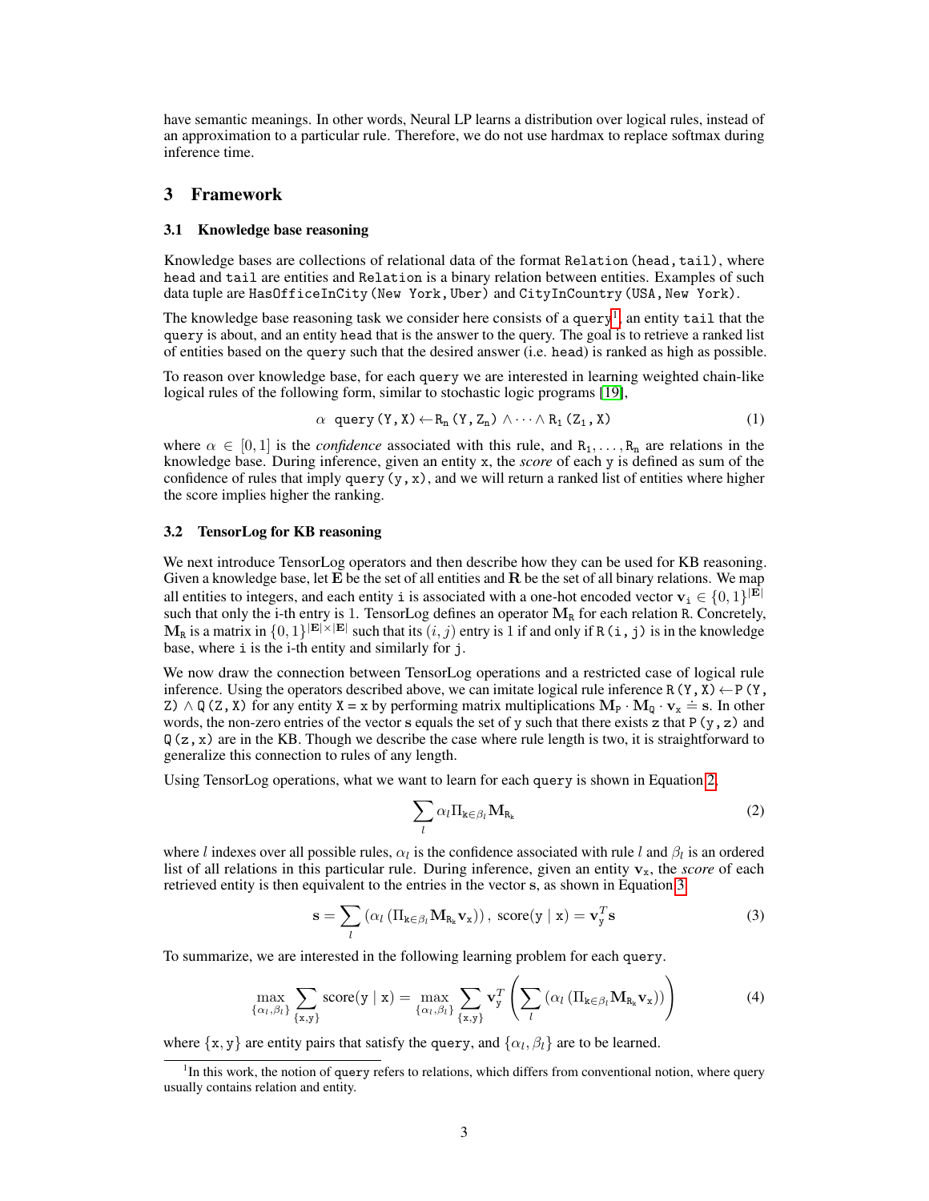have semantic meanings. In other words, Neural LP learns a distribution over logical rules, instead of an approximation to a particular rule. Therefore, we do not use hardmax to replace softmax during inference time.

## 3 Framework

### 3.1 Knowledge base reasoning

Knowledge bases are collections of relational data of the format `Relation(head,tail)`, where `head` and `tail` are entities and `Relation` is a binary relation between entities. Examples of such data tuple are `HasOfficeInCity(New York,Uber)` and `CityInCountry(USA,New York)`.

The knowledge base reasoning task we consider here consists of a `query`[1], an entity `tail` that the `query` is about, and an entity `head` that is the answer to the query. The goal is to retrieve a ranked list of entities based on the `query` such that the desired answer (i.e. `head`) is ranked as high as possible.

To reason over knowledge base, for each `query` we are interested in learning weighted chain-like logical rules of the following form, similar to stochastic logic programs [19],

$$\alpha \;\; \texttt{query}(\texttt{Y},\texttt{X}) \leftarrow \texttt{R}_\texttt{n}(\texttt{Y},\texttt{Z}_\texttt{n}) \wedge \cdots \wedge \texttt{R}_\texttt{1}(\texttt{Z}_\texttt{1},\texttt{X}) \tag{1}$$

where $\alpha \in [0,1]$ is the *confidence* associated with this rule, and $\texttt{R}_1, \ldots, \texttt{R}_\texttt{n}$ are relations in the knowledge base. During inference, given an entity `x`, the *score* of each `y` is defined as sum of the confidence of rules that imply `query(y,x)`, and we will return a ranked list of entities where higher the score implies higher the ranking.

### 3.2 TensorLog for KB reasoning

We next introduce TensorLog operators and then describe how they can be used for KB reasoning. Given a knowledge base, let $\mathbf{E}$ be the set of all entities and $\mathbf{R}$ be the set of all binary relations. We map all entities to integers, and each entity `i` is associated with a one-hot encoded vector $\mathbf{v}_\texttt{i} \in \{0,1\}^{|\mathbf{E}|}$ such that only the i-th entry is 1. TensorLog defines an operator $\mathbf{M}_\texttt{R}$ for each relation `R`. Concretely, $\mathbf{M}_\texttt{R}$ is a matrix in $\{0,1\}^{|\mathbf{E}|\times|\mathbf{E}|}$ such that its $(i,j)$ entry is 1 if and only if `R(i,j)` is in the knowledge base, where `i` is the i-th entity and similarly for `j`.

We now draw the connection between TensorLog operations and a restricted case of logical rule inference. Using the operators described above, we can imitate logical rule inference `R(Y,X)` $\leftarrow$ `P(Y,Z)` $\wedge$ `Q(Z,X)` for any entity `X = x` by performing matrix multiplications $\mathbf{M}_\texttt{P} \cdot \mathbf{M}_\texttt{Q} \cdot \mathbf{v}_\texttt{x} \doteq \mathbf{s}$. In other words, the non-zero entries of the vector `s` equals the set of `y` such that there exists `z` that `P(y,z)` and `Q(z,x)` are in the KB. Though we describe the case where rule length is two, it is straightforward to generalize this connection to rules of any length.

Using TensorLog operations, what we want to learn for each `query` is shown in Equation 2,

$$\sum_l \alpha_l \Pi_{\texttt{k}\in\beta_l} \mathbf{M}_{\texttt{R}_\texttt{k}} \tag{2}$$

where $l$ indexes over all possible rules, $\alpha_l$ is the confidence associated with rule $l$ and $\beta_l$ is an ordered list of all relations in this particular rule. During inference, given an entity $\mathbf{v}_\texttt{x}$, the *score* of each retrieved entity is then equivalent to the entries in the vector $\mathbf{s}$, as shown in Equation 3.

$$\mathbf{s} = \sum_l \left(\alpha_l \left(\Pi_{\texttt{k}\in\beta_l} \mathbf{M}_{\texttt{R}_\texttt{k}} \mathbf{v}_\texttt{x}\right)\right), \; \text{score}(\texttt{y} \mid \texttt{x}) = \mathbf{v}_\texttt{y}^T \mathbf{s} \tag{3}$$

To summarize, we are interested in the following learning problem for each `query`.

$$\max_{\{\alpha_l,\beta_l\}} \sum_{\{\texttt{x},\texttt{y}\}} \text{score}(\texttt{y} \mid \texttt{x}) = \max_{\{\alpha_l,\beta_l\}} \sum_{\{\texttt{x},\texttt{y}\}} \mathbf{v}_\texttt{y}^T \left( \sum_l \left(\alpha_l \left(\Pi_{\texttt{k}\in\beta_l} \mathbf{M}_{\texttt{R}_\texttt{k}} \mathbf{v}_\texttt{x}\right)\right)\right) \tag{4}$$

where $\{\texttt{x},\texttt{y}\}$ are entity pairs that satisfy the `query`, and $\{\alpha_l, \beta_l\}$ are to be learned.

[1] In this work, the notion of `query` refers to relations, which differs from conventional notion, where query usually contains relation and entity.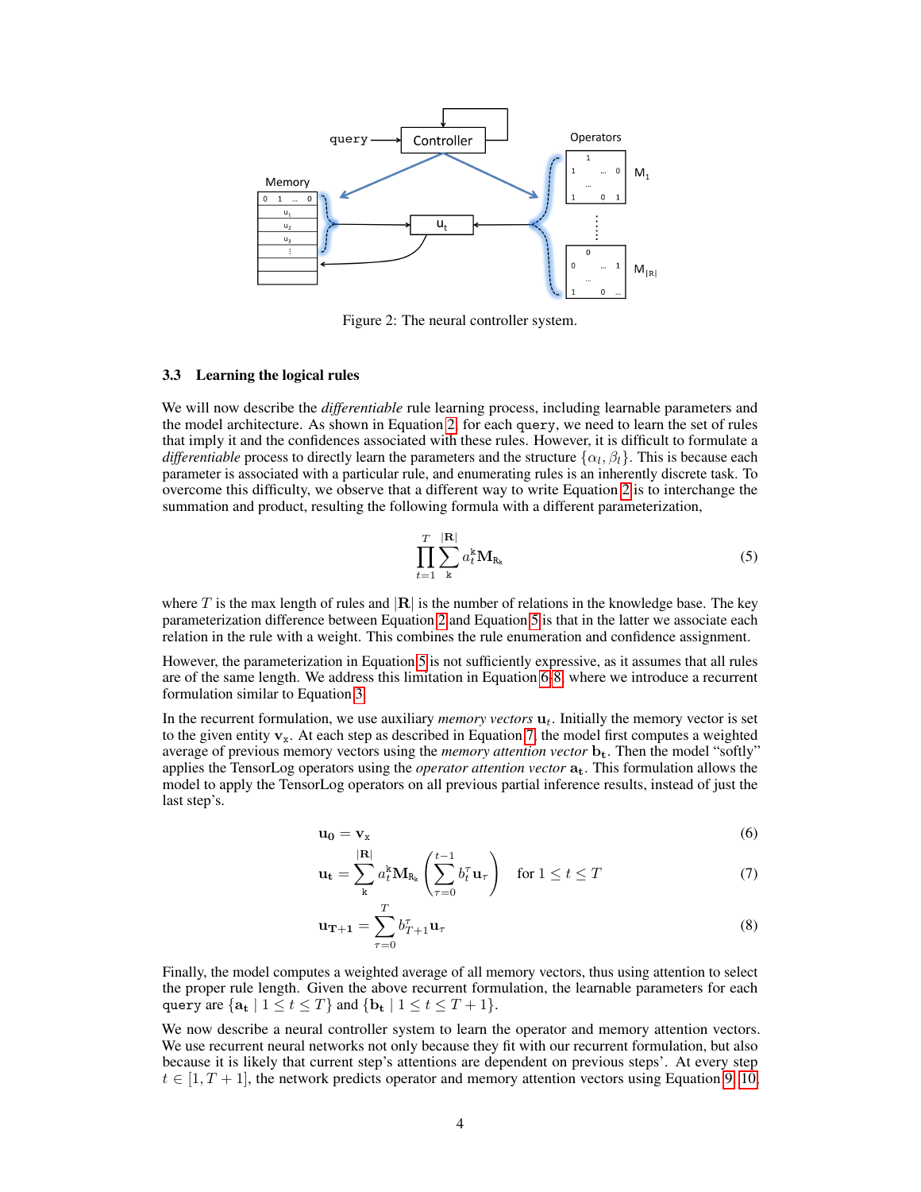Figure 2: The neural controller system.

### 3.3 Learning the logical rules

We will now describe the *differentiable* rule learning process, including learnable parameters and the model architecture. As shown in Equation 2, for each `query`, we need to learn the set of rules that imply it and the confidences associated with these rules. However, it is difficult to formulate a *differentiable* process to directly learn the parameters and the structure $\{\alpha_l, \beta_l\}$. This is because each parameter is associated with a particular rule, and enumerating rules is an inherently discrete task. To overcome this difficulty, we observe that a different way to write Equation 2 is to interchange the summation and product, resulting the following formula with a different parameterization,

$$\prod_{t=1}^{T} \sum_{\mathrm{k}}^{|\mathbf{R}|} a_t^{\mathrm{k}} \mathbf{M}_{\mathrm{R_k}} \tag{5}$$

where $T$ is the max length of rules and $|\mathbf{R}|$ is the number of relations in the knowledge base. The key parameterization difference between Equation 2 and Equation 5 is that in the latter we associate each relation in the rule with a weight. This combines the rule enumeration and confidence assignment.

However, the parameterization in Equation 5 is not sufficiently expressive, as it assumes that all rules are of the same length. We address this limitation in Equation 6-8, where we introduce a recurrent formulation similar to Equation 3.

In the recurrent formulation, we use auxiliary *memory vectors* $\mathbf{u}_t$. Initially the memory vector is set to the given entity $\mathbf{v}_{\mathrm{x}}$. At each step as described in Equation 7, the model first computes a weighted average of previous memory vectors using the *memory attention vector* $\mathbf{b_t}$. Then the model "softly" applies the TensorLog operators using the *operator attention vector* $\mathbf{a_t}$. This formulation allows the model to apply the TensorLog operators on all previous partial inference results, instead of just the last step's.

$$\mathbf{u_0} = \mathbf{v}_{\mathrm{x}} \tag{6}$$

$$\mathbf{u_t} = \sum_{\mathrm{k}}^{|\mathbf{R}|} a_t^{\mathrm{k}} \mathbf{M}_{\mathrm{R_k}} \left( \sum_{\tau=0}^{t-1} b_t^{\tau} \mathbf{u}_{\tau} \right) \quad \text{for } 1 \leq t \leq T \tag{7}$$

$$\mathbf{u_{T+1}} = \sum_{\tau=0}^{T} b_{T+1}^{\tau} \mathbf{u}_{\tau} \tag{8}$$

Finally, the model computes a weighted average of all memory vectors, thus using attention to select the proper rule length. Given the above recurrent formulation, the learnable parameters for each `query` are $\{\mathbf{a_t} \mid 1 \leq t \leq T\}$ and $\{\mathbf{b_t} \mid 1 \leq t \leq T+1\}$.

We now describe a neural controller system to learn the operator and memory attention vectors. We use recurrent neural networks not only because they fit with our recurrent formulation, but also because it is likely that current step's attentions are dependent on previous steps'. At every step $t \in [1, T+1]$, the network predicts operator and memory attention vectors using Equation 9, 10,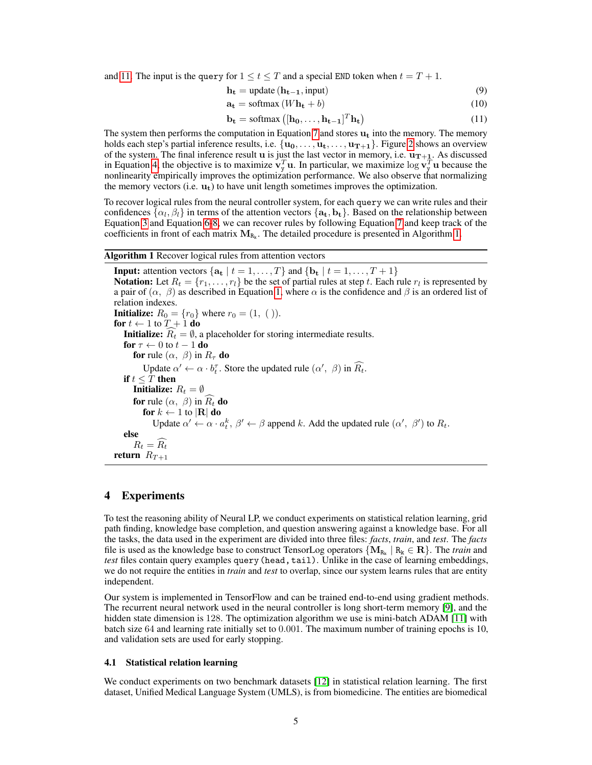and 11. The input is the `query` for $1 \leq t \leq T$ and a special `END` token when $t = T + 1$.

$$\mathbf{h_t} = \text{update}\left(\mathbf{h_{t-1}}, \text{input}\right) \tag{9}$$

$$\mathbf{a_t} = \text{softmax}\left(W\mathbf{h_t} + b\right) \tag{10}$$

$$\mathbf{b_t} = \text{softmax}\left([\mathbf{h_0}, \ldots, \mathbf{h_{t-1}}]^T \mathbf{h_t}\right) \tag{11}$$

The system then performs the computation in Equation 7 and stores $\mathbf{u_t}$ into the memory. The memory holds each step's partial inference results, i.e. $\{\mathbf{u_0}, \ldots, \mathbf{u_t}, \ldots, \mathbf{u_{T+1}}\}$. Figure 2 shows an overview of the system. The final inference result $\mathbf{u}$ is just the last vector in memory, i.e. $\mathbf{u_{T+1}}$. As discussed in Equation 4, the objective is to maximize $\mathbf{v}_{\mathbf{y}}^T \mathbf{u}$. In particular, we maximize $\log \mathbf{v}_{\mathbf{y}}^T \mathbf{u}$ because the nonlinearity empirically improves the optimization performance. We also observe that normalizing the memory vectors (i.e. $\mathbf{u_t}$) to have unit length sometimes improves the optimization.

To recover logical rules from the neural controller system, for each `query` we can write rules and their confidences $\{\alpha_l, \beta_l\}$ in terms of the attention vectors $\{\mathbf{a_t}, \mathbf{b_t}\}$. Based on the relationship between Equation 3 and Equation 6-8, we can recover rules by following Equation 7 and keep track of the coefficients in front of each matrix $\mathbf{M}_{\mathtt{R_k}}$. The detailed procedure is presented in Algorithm 1.

---

**Algorithm 1** Recover logical rules from attention vectors

---

**Input:** attention vectors $\{\mathbf{a_t} \mid t = 1, \ldots, T\}$ and $\{\mathbf{b_t} \mid t = 1, \ldots, T+1\}$
**Notation:** Let $R_t = \{r_1, \ldots, r_l\}$ be the set of partial rules at step $t$. Each rule $r_l$ is represented by a pair of $(\alpha,\ \beta)$ as described in Equation 1, where $\alpha$ is the confidence and $\beta$ is an ordered list of relation indexes.
**Initialize:** $R_0 = \{r_0\}$ where $r_0 = (1,\ (\ ))$.
**for** $t \leftarrow 1$ to $T+1$ **do**
  **Initialize:** $\widehat{R_t} = \emptyset$, a placeholder for storing intermediate results.
  **for** $\tau \leftarrow 0$ to $t-1$ **do**
    **for** rule $(\alpha,\ \beta)$ in $R_\tau$ **do**
      Update $\alpha' \leftarrow \alpha \cdot b_t^\tau$. Store the updated rule $(\alpha',\ \beta)$ in $\widehat{R_t}$.
  **if** $t \leq T$ **then**
    **Initialize:** $R_t = \emptyset$
    **for** rule $(\alpha,\ \beta)$ in $\widehat{R_t}$ **do**
      **for** $k \leftarrow 1$ to $|\mathbf{R}|$ **do**
        Update $\alpha' \leftarrow \alpha \cdot a_t^k$, $\beta' \leftarrow \beta$ append $k$. Add the updated rule $(\alpha',\ \beta')$ to $R_t$.
  **else**
    $R_t = \widehat{R_t}$
**return** $R_{T+1}$

---

## 4 Experiments

To test the reasoning ability of Neural LP, we conduct experiments on statistical relation learning, grid path finding, knowledge base completion, and question answering against a knowledge base. For all the tasks, the data used in the experiment are divided into three files: *facts*, *train*, and *test*. The *facts* file is used as the knowledge base to construct TensorLog operators $\{\mathbf{M}_{\mathtt{R_k}} \mid \mathtt{R_k} \in \mathbf{R}\}$. The *train* and *test* files contain query examples `query(head,tail)`. Unlike in the case of learning embeddings, we do not require the entities in *train* and *test* to overlap, since our system learns rules that are entity independent.

Our system is implemented in TensorFlow and can be trained end-to-end using gradient methods. The recurrent neural network used in the neural controller is long short-term memory [9], and the hidden state dimension is 128. The optimization algorithm we use is mini-batch ADAM [11] with batch size 64 and learning rate initially set to 0.001. The maximum number of training epochs is 10, and validation sets are used for early stopping.

### 4.1 Statistical relation learning

We conduct experiments on two benchmark datasets [12] in statistical relation learning. The first dataset, Unified Medical Language System (UMLS), is from biomedicine. The entities are biomedical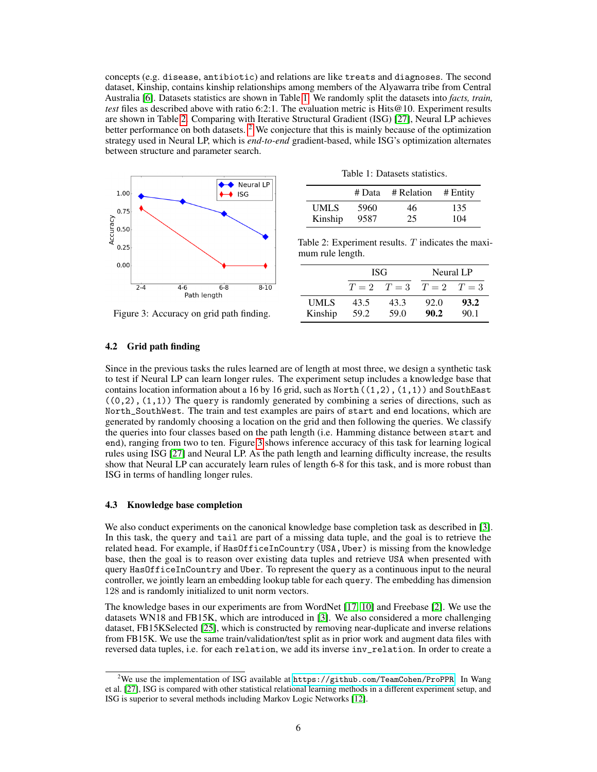concepts (e.g. `disease`, `antibiotic`) and relations are like `treats` and `diagnoses`. The second dataset, Kinship, contains kinship relationships among members of the Alyawarra tribe from Central Australia [6]. Datasets statistics are shown in Table 1. We randomly split the datasets into *facts, train, test* files as described above with ratio 6:2:1. The evaluation metric is Hits@10. Experiment results are shown in Table 2. Comparing with Iterative Structural Gradient (ISG) [27], Neural LP achieves better performance on both datasets. [2] We conjecture that this is mainly because of the optimization strategy used in Neural LP, which is *end-to-end* gradient-based, while ISG's optimization alternates between structure and parameter search.

Figure 3: Accuracy on grid path finding.

Table 1: Datasets statistics.

| | # Data | # Relation | # Entity |
|---|---|---|---|
| UMLS | 5960 | 46 | 135 |
| Kinship | 9587 | 25 | 104 |

Table 2: Experiment results. $T$ indicates the maximum rule length.

| | ISG | | Neural LP | |
|---|---|---|---|---|
| | $T=2$ | $T=3$ | $T=2$ | $T=3$ |
| UMLS | 43.5 | 43.3 | 92.0 | **93.2** |
| Kinship | 59.2 | 59.0 | **90.2** | 90.1 |

### 4.2 Grid path finding

Since in the previous tasks the rules learned are of length at most three, we design a synthetic task to test if Neural LP can learn longer rules. The experiment setup includes a knowledge base that contains location information about a 16 by 16 grid, such as `North((1,2),(1,1))` and `SouthEast ((0,2),(1,1))` The `query` is randomly generated by combining a series of directions, such as `North_SouthWest`. The train and test examples are pairs of `start` and `end` locations, which are generated by randomly choosing a location on the grid and then following the queries. We classify the queries into four classes based on the path length (i.e. Hamming distance between `start` and `end`), ranging from two to ten. Figure 3 shows inference accuracy of this task for learning logical rules using ISG [27] and Neural LP. As the path length and learning difficulty increase, the results show that Neural LP can accurately learn rules of length 6-8 for this task, and is more robust than ISG in terms of handling longer rules.

### 4.3 Knowledge base completion

We also conduct experiments on the canonical knowledge base completion task as described in [3]. In this task, the `query` and `tail` are part of a missing data tuple, and the goal is to retrieve the related `head`. For example, if `HasOfficeInCountry(USA,Uber)` is missing from the knowledge base, then the goal is to reason over existing data tuples and retrieve `USA` when presented with query `HasOfficeInCountry` and `Uber`. To represent the `query` as a continuous input to the neural controller, we jointly learn an embedding lookup table for each `query`. The embedding has dimension 128 and is randomly initialized to unit norm vectors.

The knowledge bases in our experiments are from WordNet [17, 10] and Freebase [2]. We use the datasets WN18 and FB15K, which are introduced in [3]. We also considered a more challenging dataset, FB15KSelected [25], which is constructed by removing near-duplicate and inverse relations from FB15K. We use the same train/validation/test split as in prior work and augment data files with reversed data tuples, i.e. for each `relation`, we add its inverse `inv_relation`. In order to create a

[2] We use the implementation of ISG available at https://github.com/TeamCohen/ProPPR. In Wang et al. [27], ISG is compared with other statistical relational learning methods in a different experiment setup, and ISG is superior to several methods including Markov Logic Networks [12].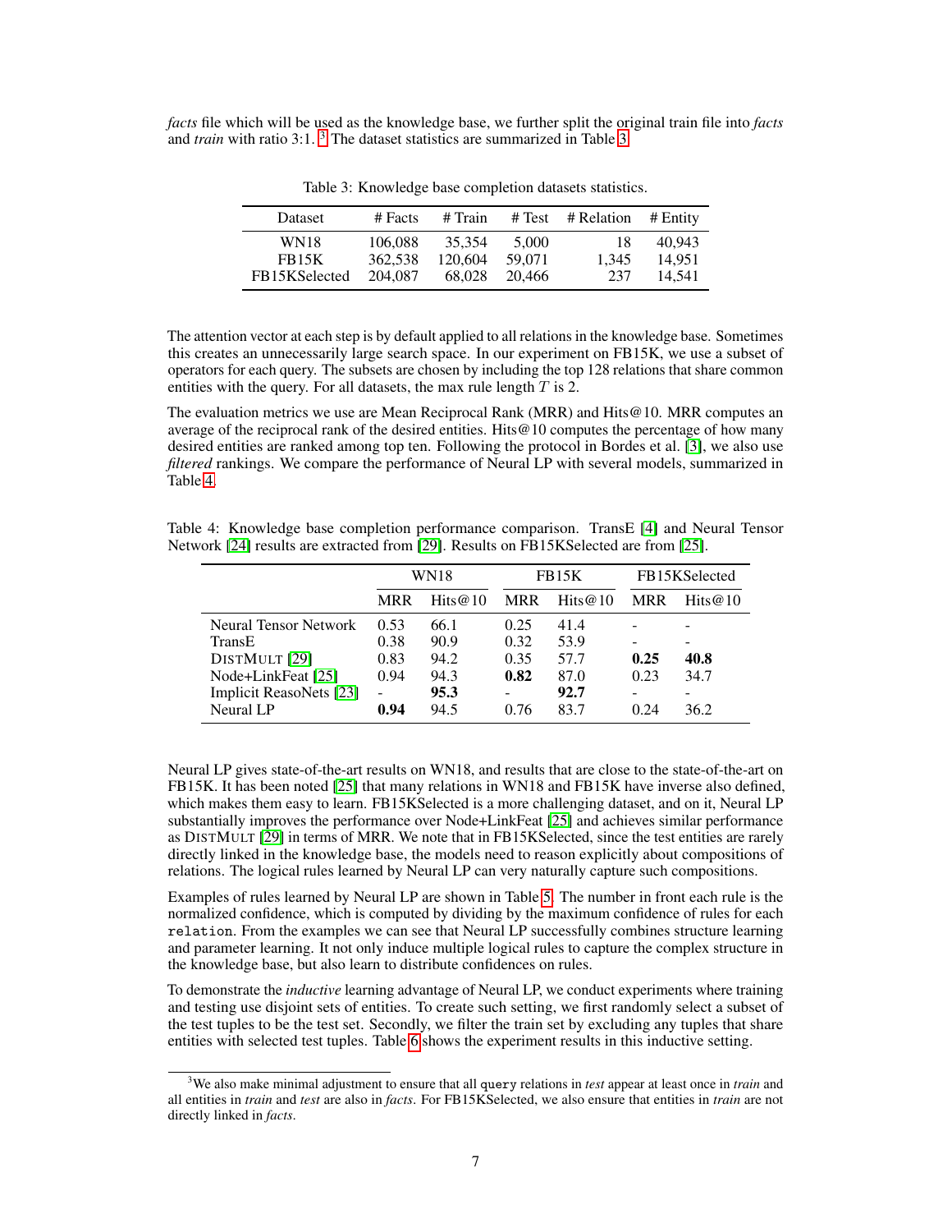*facts* file which will be used as the knowledge base, we further split the original train file into *facts* and *train* with ratio 3:1. [3] The dataset statistics are summarized in Table 3.

Table 3: Knowledge base completion datasets statistics.

| Dataset | # Facts | # Train | # Test | # Relation | # Entity |
|---|---|---|---|---|---|
| WN18 | 106,088 | 35,354 | 5,000 | 18 | 40,943 |
| FB15K | 362,538 | 120,604 | 59,071 | 1,345 | 14,951 |
| FB15KSelected | 204,087 | 68,028 | 20,466 | 237 | 14,541 |

The attention vector at each step is by default applied to all relations in the knowledge base. Sometimes this creates an unnecessarily large search space. In our experiment on FB15K, we use a subset of operators for each query. The subsets are chosen by including the top 128 relations that share common entities with the query. For all datasets, the max rule length $T$ is 2.

The evaluation metrics we use are Mean Reciprocal Rank (MRR) and Hits@10. MRR computes an average of the reciprocal rank of the desired entities. Hits@10 computes the percentage of how many desired entities are ranked among top ten. Following the protocol in Bordes et al. [3], we also use *filtered* rankings. We compare the performance of Neural LP with several models, summarized in Table 4.

Table 4: Knowledge base completion performance comparison. TransE [4] and Neural Tensor Network [24] results are extracted from [29]. Results on FB15KSelected are from [25].

| | WN18 | | FB15K | | FB15KSelected | |
|---|---|---|---|---|---|---|
| | MRR | Hits@10 | MRR | Hits@10 | MRR | Hits@10 |
| Neural Tensor Network | 0.53 | 66.1 | 0.25 | 41.4 | - | - |
| TransE | 0.38 | 90.9 | 0.32 | 53.9 | - | - |
| DISTMULT [29] | 0.83 | 94.2 | 0.35 | 57.7 | **0.25** | **40.8** |
| Node+LinkFeat [25] | 0.94 | 94.3 | **0.82** | 87.0 | 0.23 | 34.7 |
| Implicit ReasoNets [23] | - | **95.3** | - | **92.7** | - | - |
| Neural LP | **0.94** | 94.5 | 0.76 | 83.7 | 0.24 | 36.2 |

Neural LP gives state-of-the-art results on WN18, and results that are close to the state-of-the-art on FB15K. It has been noted [25] that many relations in WN18 and FB15K have inverse also defined, which makes them easy to learn. FB15KSelected is a more challenging dataset, and on it, Neural LP substantially improves the performance over Node+LinkFeat [25] and achieves similar performance as DISTMULT [29] in terms of MRR. We note that in FB15KSelected, since the test entities are rarely directly linked in the knowledge base, the models need to reason explicitly about compositions of relations. The logical rules learned by Neural LP can very naturally capture such compositions.

Examples of rules learned by Neural LP are shown in Table 5. The number in front each rule is the normalized confidence, which is computed by dividing by the maximum confidence of rules for each `relation`. From the examples we can see that Neural LP successfully combines structure learning and parameter learning. It not only induce multiple logical rules to capture the complex structure in the knowledge base, but also learn to distribute confidences on rules.

To demonstrate the *inductive* learning advantage of Neural LP, we conduct experiments where training and testing use disjoint sets of entities. To create such setting, we first randomly select a subset of the test tuples to be the test set. Secondly, we filter the train set by excluding any tuples that share entities with selected test tuples. Table 6 shows the experiment results in this inductive setting.

[3] We also make minimal adjustment to ensure that all `query` relations in *test* appear at least once in *train* and all entities in *train* and *test* are also in *facts*. For FB15KSelected, we also ensure that entities in *train* are not directly linked in *facts*.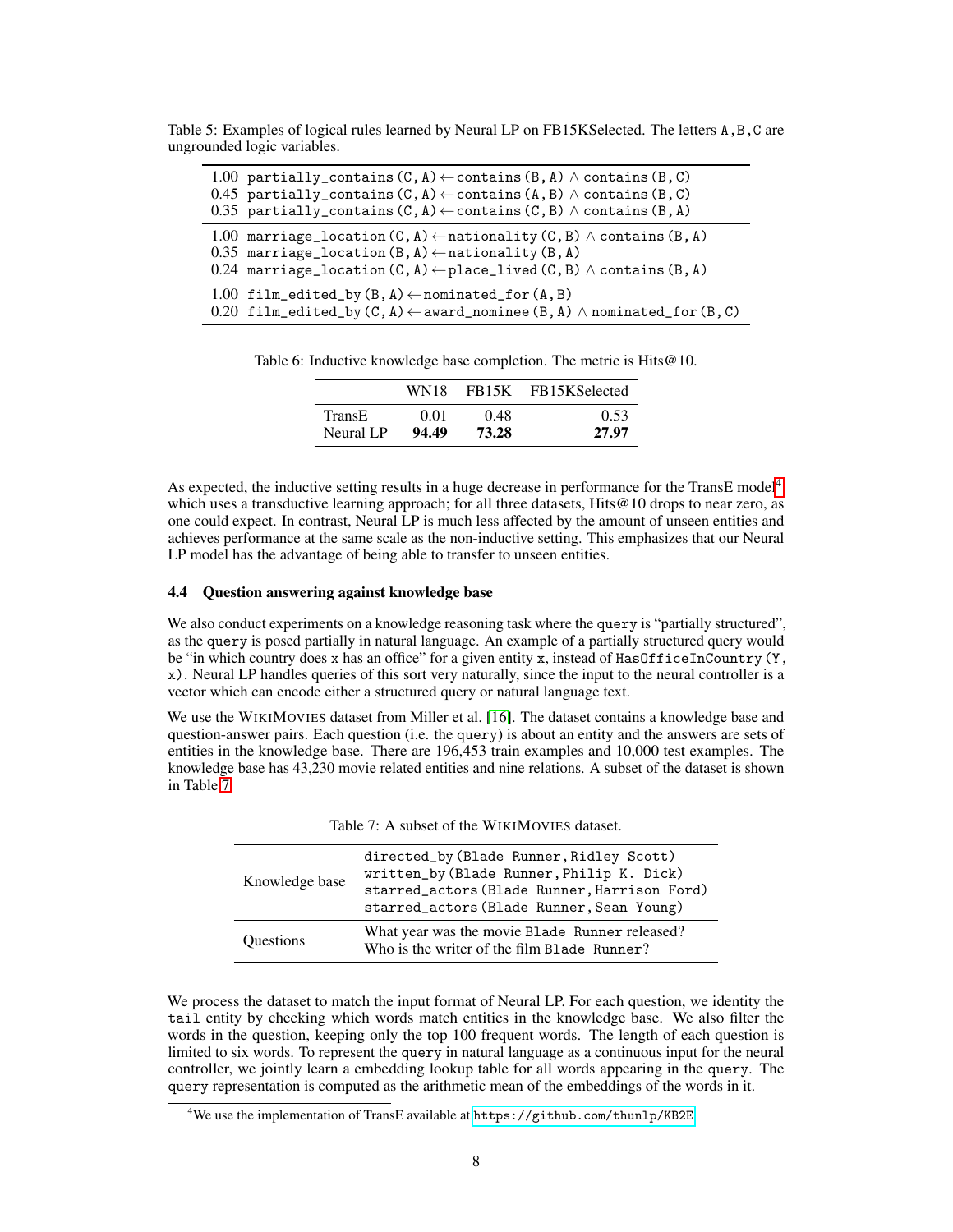Table 5: Examples of logical rules learned by Neural LP on FB15KSelected. The letters `A`, `B`, `C` are ungrounded logic variables.

| | |
|---|---|
| 1.00 | `partially_contains(C,A)` ← `contains(B,A)` ∧ `contains(B,C)` |
| 0.45 | `partially_contains(C,A)` ← `contains(A,B)` ∧ `contains(B,C)` |
| 0.35 | `partially_contains(C,A)` ← `contains(C,B)` ∧ `contains(B,A)` |
| 1.00 | `marriage_location(C,A)` ← `nationality(C,B)` ∧ `contains(B,A)` |
| 0.35 | `marriage_location(B,A)` ← `nationality(B,A)` |
| 0.24 | `marriage_location(C,A)` ← `place_lived(C,B)` ∧ `contains(B,A)` |
| 1.00 | `film_edited_by(B,A)` ← `nominated_for(A,B)` |
| 0.20 | `film_edited_by(C,A)` ← `award_nominee(B,A)` ∧ `nominated_for(B,C)` |

Table 6: Inductive knowledge base completion. The metric is Hits@10.

| | WN18 | FB15K | FB15KSelected |
|---|---|---|---|
| TransE | 0.01 | 0.48 | 0.53 |
| Neural LP | **94.49** | **73.28** | **27.97** |

As expected, the inductive setting results in a huge decrease in performance for the TransE model[4], which uses a transductive learning approach; for all three datasets, Hits@10 drops to near zero, as one could expect. In contrast, Neural LP is much less affected by the amount of unseen entities and achieves performance at the same scale as the non-inductive setting. This emphasizes that our Neural LP model has the advantage of being able to transfer to unseen entities.

### 4.4 Question answering against knowledge base

We also conduct experiments on a knowledge reasoning task where the `query` is "partially structured", as the `query` is posed partially in natural language. An example of a partially structured query would be "in which country does x has an office" for a given entity x, instead of `HasOfficeInCountry(Y, x)`. Neural LP handles queries of this sort very naturally, since the input to the neural controller is a vector which can encode either a structured query or natural language text.

We use the WikiMovies dataset from Miller et al. [16]. The dataset contains a knowledge base and question-answer pairs. Each question (i.e. the `query`) is about an entity and the answers are sets of entities in the knowledge base. There are 196,453 train examples and 10,000 test examples. The knowledge base has 43,230 movie related entities and nine relations. A subset of the dataset is shown in Table 7.

Table 7: A subset of the WikiMovies dataset.

| | |
|---|---|
| Knowledge base | `directed_by(Blade Runner,Ridley Scott)`<br>`written_by(Blade Runner,Philip K. Dick)`<br>`starred_actors(Blade Runner,Harrison Ford)`<br>`starred_actors(Blade Runner,Sean Young)` |
| Questions | What year was the movie `Blade Runner` released?<br>Who is the writer of the film `Blade Runner`? |

We process the dataset to match the input format of Neural LP. For each question, we identity the `tail` entity by checking which words match entities in the knowledge base. We also filter the words in the question, keeping only the top 100 frequent words. The length of each question is limited to six words. To represent the `query` in natural language as a continuous input for the neural controller, we jointly learn a embedding lookup table for all words appearing in the `query`. The `query` representation is computed as the arithmetic mean of the embeddings of the words in it.

[4] We use the implementation of TransE available at https://github.com/thunlp/KB2E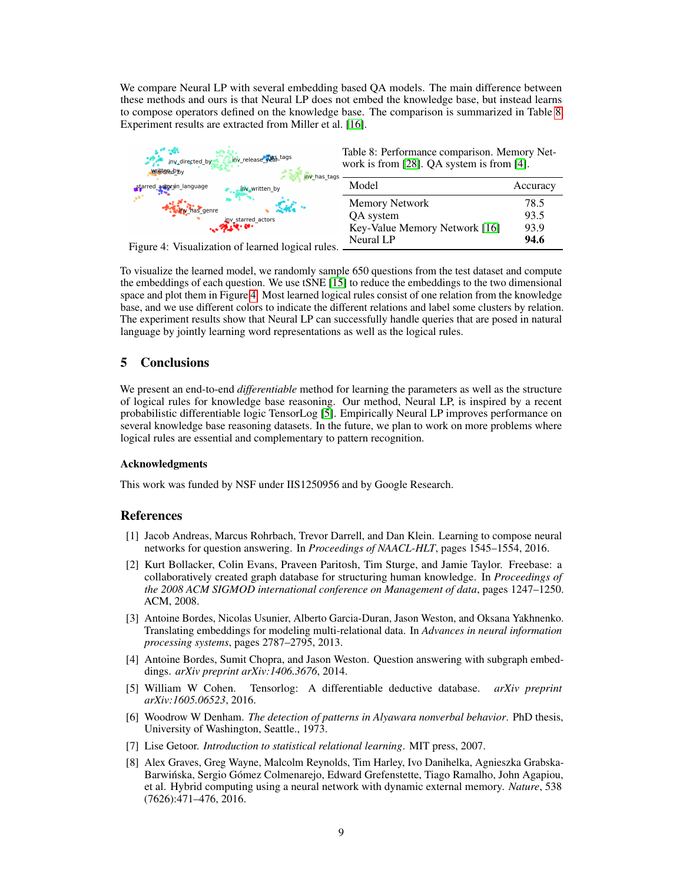We compare Neural LP with several embedding based QA models. The main difference between these methods and ours is that Neural LP does not embed the knowledge base, but instead learns to compose operators defined on the knowledge base. The comparison is summarized in Table 8. Experiment results are extracted from Miller et al. [16].

Figure 4: Visualization of learned logical rules.

Table 8: Performance comparison. Memory Network is from [28]. QA system is from [4].

| Model | Accuracy |
|---|---|
| Memory Network | 78.5 |
| QA system | 93.5 |
| Key-Value Memory Network [16] | 93.9 |
| Neural LP | **94.6** |

To visualize the learned model, we randomly sample 650 questions from the test dataset and compute the embeddings of each question. We use tSNE [15] to reduce the embeddings to the two dimensional space and plot them in Figure 4. Most learned logical rules consist of one relation from the knowledge base, and we use different colors to indicate the different relations and label some clusters by relation. The experiment results show that Neural LP can successfully handle queries that are posed in natural language by jointly learning word representations as well as the logical rules.

## 5 Conclusions

We present an end-to-end *differentiable* method for learning the parameters as well as the structure of logical rules for knowledge base reasoning. Our method, Neural LP, is inspired by a recent probabilistic differentiable logic TensorLog [5]. Empirically Neural LP improves performance on several knowledge base reasoning datasets. In the future, we plan to work on more problems where logical rules are essential and complementary to pattern recognition.

### Acknowledgments

This work was funded by NSF under IIS1250956 and by Google Research.

## References

[1] Jacob Andreas, Marcus Rohrbach, Trevor Darrell, and Dan Klein. Learning to compose neural networks for question answering. In *Proceedings of NAACL-HLT*, pages 1545–1554, 2016.

[2] Kurt Bollacker, Colin Evans, Praveen Paritosh, Tim Sturge, and Jamie Taylor. Freebase: a collaboratively created graph database for structuring human knowledge. In *Proceedings of the 2008 ACM SIGMOD international conference on Management of data*, pages 1247–1250. ACM, 2008.

[3] Antoine Bordes, Nicolas Usunier, Alberto Garcia-Duran, Jason Weston, and Oksana Yakhnenko. Translating embeddings for modeling multi-relational data. In *Advances in neural information processing systems*, pages 2787–2795, 2013.

[4] Antoine Bordes, Sumit Chopra, and Jason Weston. Question answering with subgraph embeddings. *arXiv preprint arXiv:1406.3676*, 2014.

[5] William W Cohen. Tensorlog: A differentiable deductive database. *arXiv preprint arXiv:1605.06523*, 2016.

[6] Woodrow W Denham. *The detection of patterns in Alyawara nonverbal behavior*. PhD thesis, University of Washington, Seattle., 1973.

[7] Lise Getoor. *Introduction to statistical relational learning*. MIT press, 2007.

[8] Alex Graves, Greg Wayne, Malcolm Reynolds, Tim Harley, Ivo Danihelka, Agnieszka Grabska-Barwińska, Sergio Gómez Colmenarejo, Edward Grefenstette, Tiago Ramalho, John Agapiou, et al. Hybrid computing using a neural network with dynamic external memory. *Nature*, 538 (7626):471–476, 2016.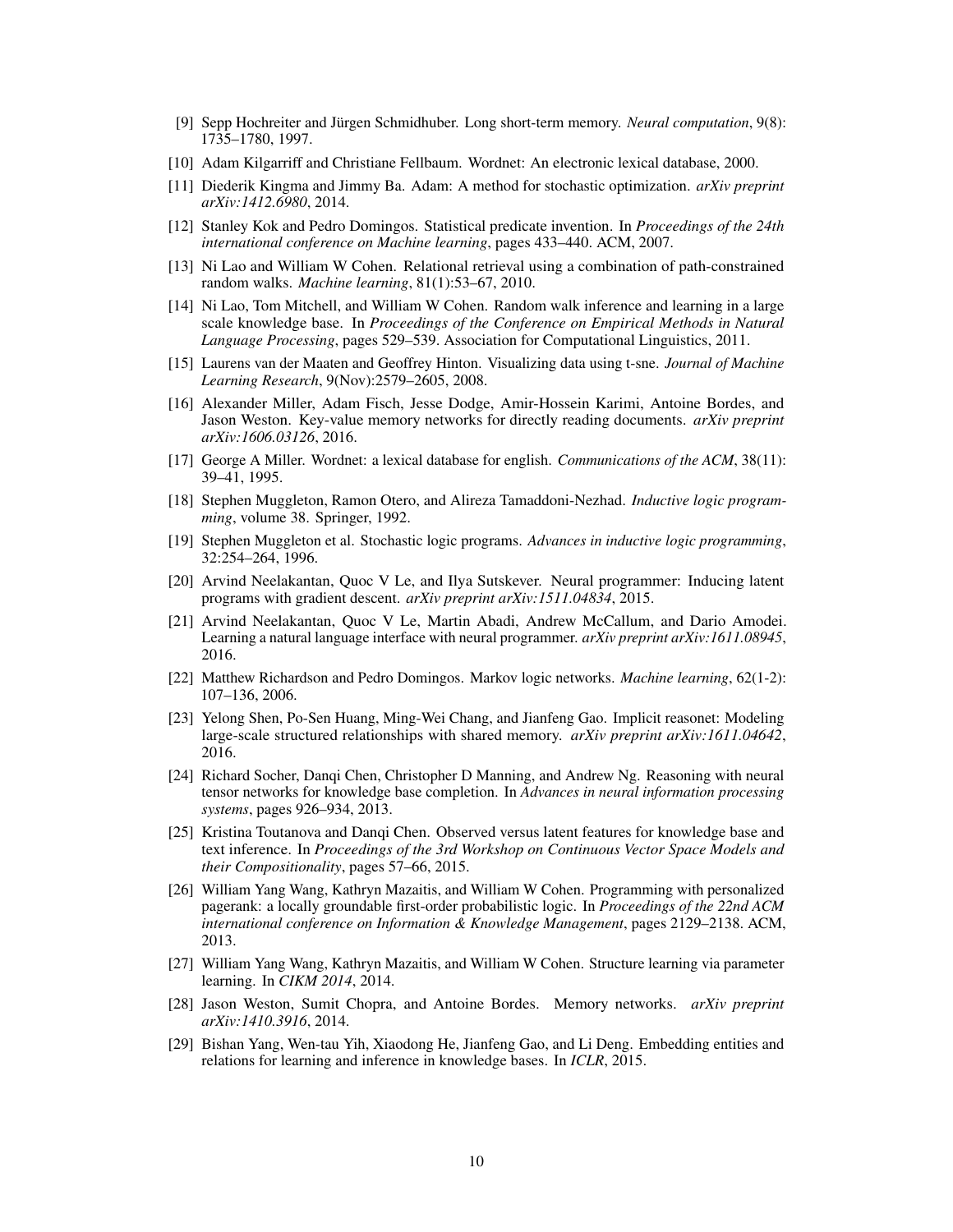[9] Sepp Hochreiter and Jürgen Schmidhuber. Long short-term memory. *Neural computation*, 9(8): 1735–1780, 1997.

[10] Adam Kilgarriff and Christiane Fellbaum. Wordnet: An electronic lexical database, 2000.

[11] Diederik Kingma and Jimmy Ba. Adam: A method for stochastic optimization. *arXiv preprint arXiv:1412.6980*, 2014.

[12] Stanley Kok and Pedro Domingos. Statistical predicate invention. In *Proceedings of the 24th international conference on Machine learning*, pages 433–440. ACM, 2007.

[13] Ni Lao and William W Cohen. Relational retrieval using a combination of path-constrained random walks. *Machine learning*, 81(1):53–67, 2010.

[14] Ni Lao, Tom Mitchell, and William W Cohen. Random walk inference and learning in a large scale knowledge base. In *Proceedings of the Conference on Empirical Methods in Natural Language Processing*, pages 529–539. Association for Computational Linguistics, 2011.

[15] Laurens van der Maaten and Geoffrey Hinton. Visualizing data using t-sne. *Journal of Machine Learning Research*, 9(Nov):2579–2605, 2008.

[16] Alexander Miller, Adam Fisch, Jesse Dodge, Amir-Hossein Karimi, Antoine Bordes, and Jason Weston. Key-value memory networks for directly reading documents. *arXiv preprint arXiv:1606.03126*, 2016.

[17] George A Miller. Wordnet: a lexical database for english. *Communications of the ACM*, 38(11): 39–41, 1995.

[18] Stephen Muggleton, Ramon Otero, and Alireza Tamaddoni-Nezhad. *Inductive logic programming*, volume 38. Springer, 1992.

[19] Stephen Muggleton et al. Stochastic logic programs. *Advances in inductive logic programming*, 32:254–264, 1996.

[20] Arvind Neelakantan, Quoc V Le, and Ilya Sutskever. Neural programmer: Inducing latent programs with gradient descent. *arXiv preprint arXiv:1511.04834*, 2015.

[21] Arvind Neelakantan, Quoc V Le, Martin Abadi, Andrew McCallum, and Dario Amodei. Learning a natural language interface with neural programmer. *arXiv preprint arXiv:1611.08945*, 2016.

[22] Matthew Richardson and Pedro Domingos. Markov logic networks. *Machine learning*, 62(1-2): 107–136, 2006.

[23] Yelong Shen, Po-Sen Huang, Ming-Wei Chang, and Jianfeng Gao. Implicit reasonet: Modeling large-scale structured relationships with shared memory. *arXiv preprint arXiv:1611.04642*, 2016.

[24] Richard Socher, Danqi Chen, Christopher D Manning, and Andrew Ng. Reasoning with neural tensor networks for knowledge base completion. In *Advances in neural information processing systems*, pages 926–934, 2013.

[25] Kristina Toutanova and Danqi Chen. Observed versus latent features for knowledge base and text inference. In *Proceedings of the 3rd Workshop on Continuous Vector Space Models and their Compositionality*, pages 57–66, 2015.

[26] William Yang Wang, Kathryn Mazaitis, and William W Cohen. Programming with personalized pagerank: a locally groundable first-order probabilistic logic. In *Proceedings of the 22nd ACM international conference on Information & Knowledge Management*, pages 2129–2138. ACM, 2013.

[27] William Yang Wang, Kathryn Mazaitis, and William W Cohen. Structure learning via parameter learning. In *CIKM 2014*, 2014.

[28] Jason Weston, Sumit Chopra, and Antoine Bordes. Memory networks. *arXiv preprint arXiv:1410.3916*, 2014.

[29] Bishan Yang, Wen-tau Yih, Xiaodong He, Jianfeng Gao, and Li Deng. Embedding entities and relations for learning and inference in knowledge bases. In *ICLR*, 2015.